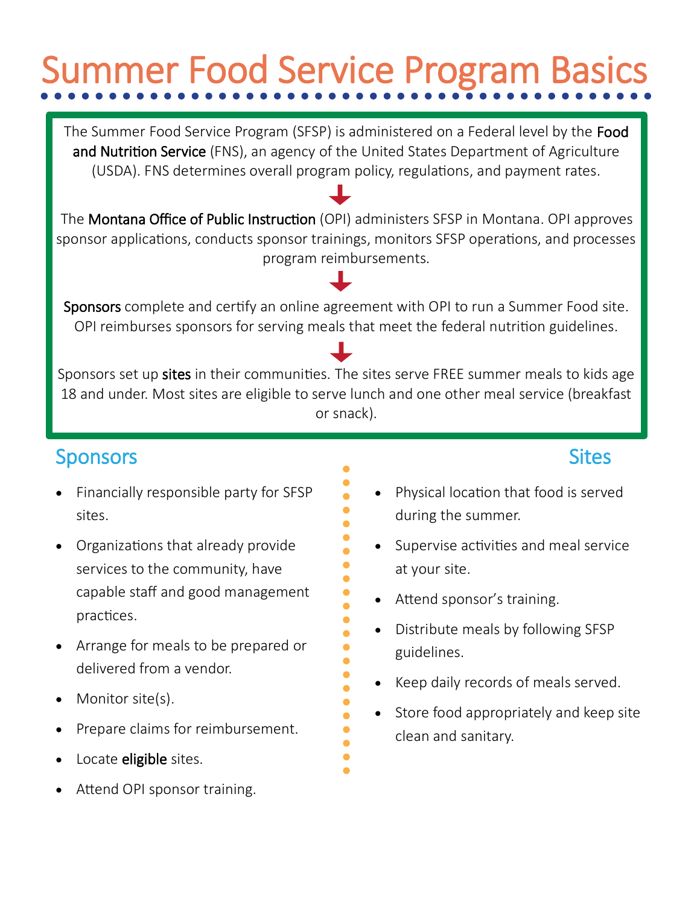# Summer Food Service Program Basics

The Summer Food Service Program (SFSP) is administered on a Federal level by the **Food and Nutrition Service** (FNS), an agency of the United States Department of Agriculture (USDA). FNS determines overall program policy, regulations, and payment rates.

↓

The **Montana Office of Public Instruction** (OPI) administers SFSP in Montana. OPI approves sponsor applications, conducts sponsor trainings, monitors SFSP operations, and processes program reimbursements.

↓

**Sponsors** complete and certify an online agreement with OPI to run a Summer Food site. OPI reimburses sponsors for serving meals that meet the federal nutrition guidelines.

↓

Sponsors set up **sites** in their communities. The sites serve FREE summer meals to kids age 18 and under. Most sites are eligible to serve lunch and one other meal service (breakfast or snack).

## Sponsors

- Financially responsible party for SFSP sites.
- Organizations that already provide services to the community, have capable staff and good management practices.
- Arrange for meals to be prepared or delivered from a vendor.
- Monitor site(s).
- Prepare claims for reimbursement.
- Locate **eligible** sites.
- Attend OPI sponsor training.

## Sites

- Physical location that food is served during the summer.
- Supervise activities and meal service at your site.
- Attend sponsor's training.
- Distribute meals by following SFSP guidelines.
- Keep daily records of meals served.
- Store food appropriately and keep site clean and sanitary.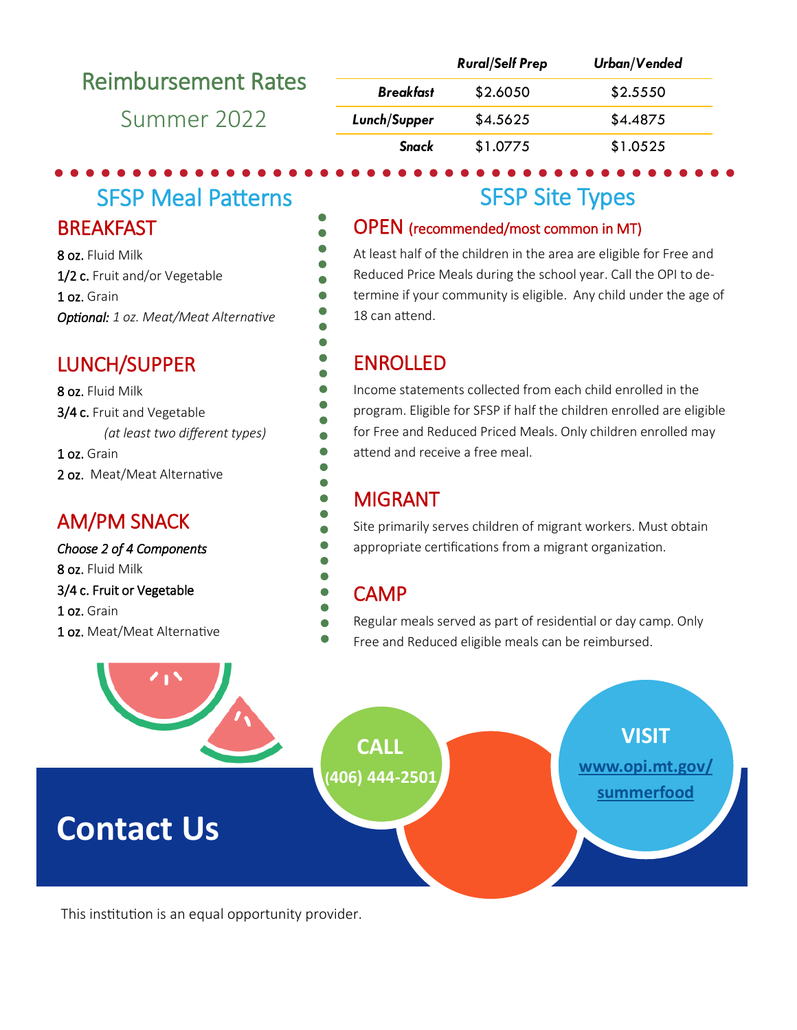## Reimbursement Rates

Summer 2022

| | Rural/Self Prep | Urban/Vended |
|---|---|---|
| **Breakfast** | $2.6050 | $2.5550 |
| **Lunch/Supper** | $4.5625 | $4.4875 |
| **Snack** | $1.0775 | $1.0525 |

## SFSP Meal Patterns

### BREAKFAST

8 oz. Fluid Milk
1/2 c. Fruit and/or Vegetable
1 oz. Grain
*Optional: 1 oz. Meat/Meat Alternative*

### LUNCH/SUPPER

8 oz. Fluid Milk
3/4 c. Fruit and Vegetable
*(at least two different types)*
1 oz. Grain
2 oz. Meat/Meat Alternative

### AM/PM SNACK

*Choose 2 of 4 Components*
8 oz. Fluid Milk
3/4 c. Fruit or Vegetable
1 oz. Grain
1 oz. Meat/Meat Alternative

## SFSP Site Types

### OPEN (recommended/most common in MT)

At least half of the children in the area are eligible for Free and Reduced Price Meals during the school year. Call the OPI to determine if your community is eligible. Any child under the age of 18 can attend.

### ENROLLED

Income statements collected from each child enrolled in the program. Eligible for SFSP if half the children enrolled are eligible for Free and Reduced Priced Meals. Only children enrolled may attend and receive a free meal.

### MIGRANT

Site primarily serves children of migrant workers. Must obtain appropriate certifications from a migrant organization.

### CAMP

Regular meals served as part of residential or day camp. Only Free and Reduced eligible meals can be reimbursed.

## Contact Us

**CALL**
**(406) 444-2501**

**VISIT**
**www.opi.mt.gov/summerfood**

This institution is an equal opportunity provider.